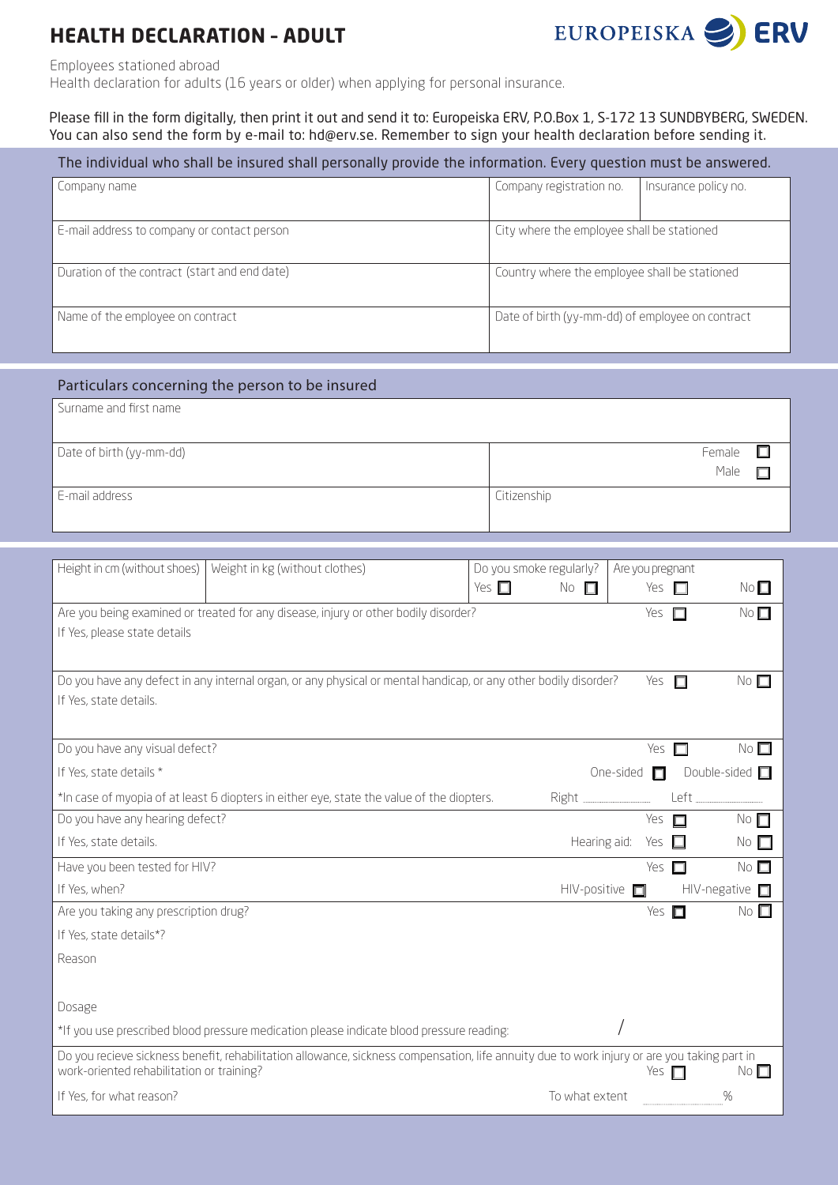# HEALTH DECLARATION – ADULT

EUROPEISKA ERV

Employees stationed abroad
Health declaration for adults (16 years or older) when applying for personal insurance.

Please fill in the form digitally, then print it out and send it to: Europeiska ERV, P.O.Box 1, S-172 13 SUNDBYBERG, SWEDEN. You can also send the form by e-mail to: hd@erv.se. Remember to sign your health declaration before sending it.

The individual who shall be insured shall personally provide the information. Every question must be answered.

| Company name | Company registration no. | Insurance policy no. |
|---|---|---|
| E-mail address to company or contact person | City where the employee shall be stationed | |
| Duration of the contract (start and end date) | Country where the employee shall be stationed | |
| Name of the employee on contract | Date of birth (yy-mm-dd) of employee on contract | |

## Particulars concerning the person to be insured

| Surname and first name | |
|---|---|
| Date of birth (yy-mm-dd) | Female ☐ Male ☐ |
| E-mail address | Citizenship |

| Height in cm (without shoes) | Weight in kg (without clothes) | Do you smoke regularly? Yes ☐ No ☐ | Are you pregnant Yes ☐ No ☐ |
|---|---|---|---|

Are you being examined or treated for any disease, injury or other bodily disorder? Yes ☐ No ☐
If Yes, please state details

Do you have any defect in any internal organ, or any physical or mental handicap, or any other bodily disorder? Yes ☐ No ☐
If Yes, state details.

Do you have any visual defect? Yes ☐ No ☐
If Yes, state details * One-sided ☐ Double-sided ☐
*In case of myopia of at least 6 diopters in either eye, state the value of the diopters. Right ........ Left ........

Do you have any hearing defect? Yes ☐ No ☐
If Yes, state details. Hearing aid: Yes ☐ No ☐

Have you been tested for HIV? Yes ☐ No ☐
If Yes, when? HIV-positive ☐ HIV-negative ☐

Are you taking any prescription drug? Yes ☐ No ☐
If Yes, state details*?
Reason

Dosage
*If you use prescribed blood pressure medication please indicate blood pressure reading: /

Do you recieve sickness benefit, rehabilitation allowance, sickness compensation, life annuity due to work injury or are you taking part in work-oriented rehabilitation or training? Yes ☐ No ☐
If Yes, for what reason? To what extent ........ %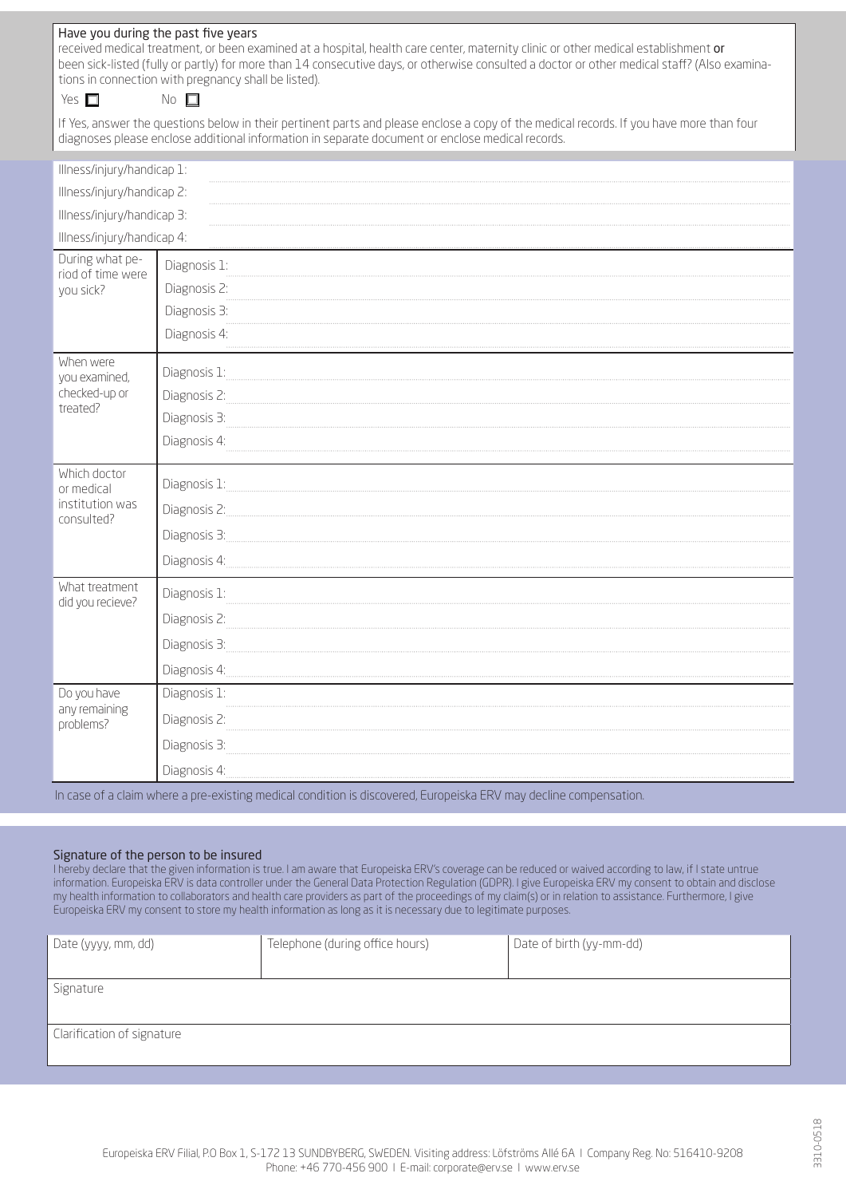Have you during the past five years
received medical treatment, or been examined at a hospital, health care center, maternity clinic or other medical establishment **or** been sick-listed (fully or partly) for more than 14 consecutive days, or otherwise consulted a doctor or other medical staff? (Also examinations in connection with pregnancy shall be listed).

Yes ☐ No ☐

If Yes, answer the questions below in their pertinent parts and please enclose a copy of the medical records. If you have more than four diagnoses please enclose additional information in separate document or enclose medical records.

Illness/injury/handicap 1:

Illness/injury/handicap 2:

Illness/injury/handicap 3:

Illness/injury/handicap 4:

| | |
|---|---|
| During what period of time were you sick? | Diagnosis 1:<br>Diagnosis 2:<br>Diagnosis 3:<br>Diagnosis 4: |
| When were you examined, checked-up or treated? | Diagnosis 1:<br>Diagnosis 2:<br>Diagnosis 3:<br>Diagnosis 4: |
| Which doctor or medical institution was consulted? | Diagnosis 1:<br>Diagnosis 2:<br>Diagnosis 3:<br>Diagnosis 4: |
| What treatment did you recieve? | Diagnosis 1:<br>Diagnosis 2:<br>Diagnosis 3:<br>Diagnosis 4: |
| Do you have any remaining problems? | Diagnosis 1:<br>Diagnosis 2:<br>Diagnosis 3:<br>Diagnosis 4: |

In case of a claim where a pre-existing medical condition is discovered, Europeiska ERV may decline compensation.

## Signature of the person to be insured

I hereby declare that the given information is true. I am aware that Europeiska ERV's coverage can be reduced or waived according to law, if I state untrue information. Europeiska ERV is data controller under the General Data Protection Regulation (GDPR). I give Europeiska ERV my consent to obtain and disclose my health information to collaborators and health care providers as part of the proceedings of my claim(s) or in relation to assistance. Furthermore, I give Europeiska ERV my consent to store my health information as long as it is necessary due to legitimate purposes.

| Date (yyyy, mm, dd) | Telephone (during office hours) | Date of birth (yy-mm-dd) |
|---|---|---|
| Signature | | |
| Clarification of signature | | |

Europeiska ERV Filial, P.O Box 1, S-172 13 SUNDBYBERG, SWEDEN. Visiting address: Löfströms Allé 6A | Company Reg. No: 516410-9208
Phone: +46 770-456 900 | E-mail: corporate@erv.se | www.erv.se

3310-0518